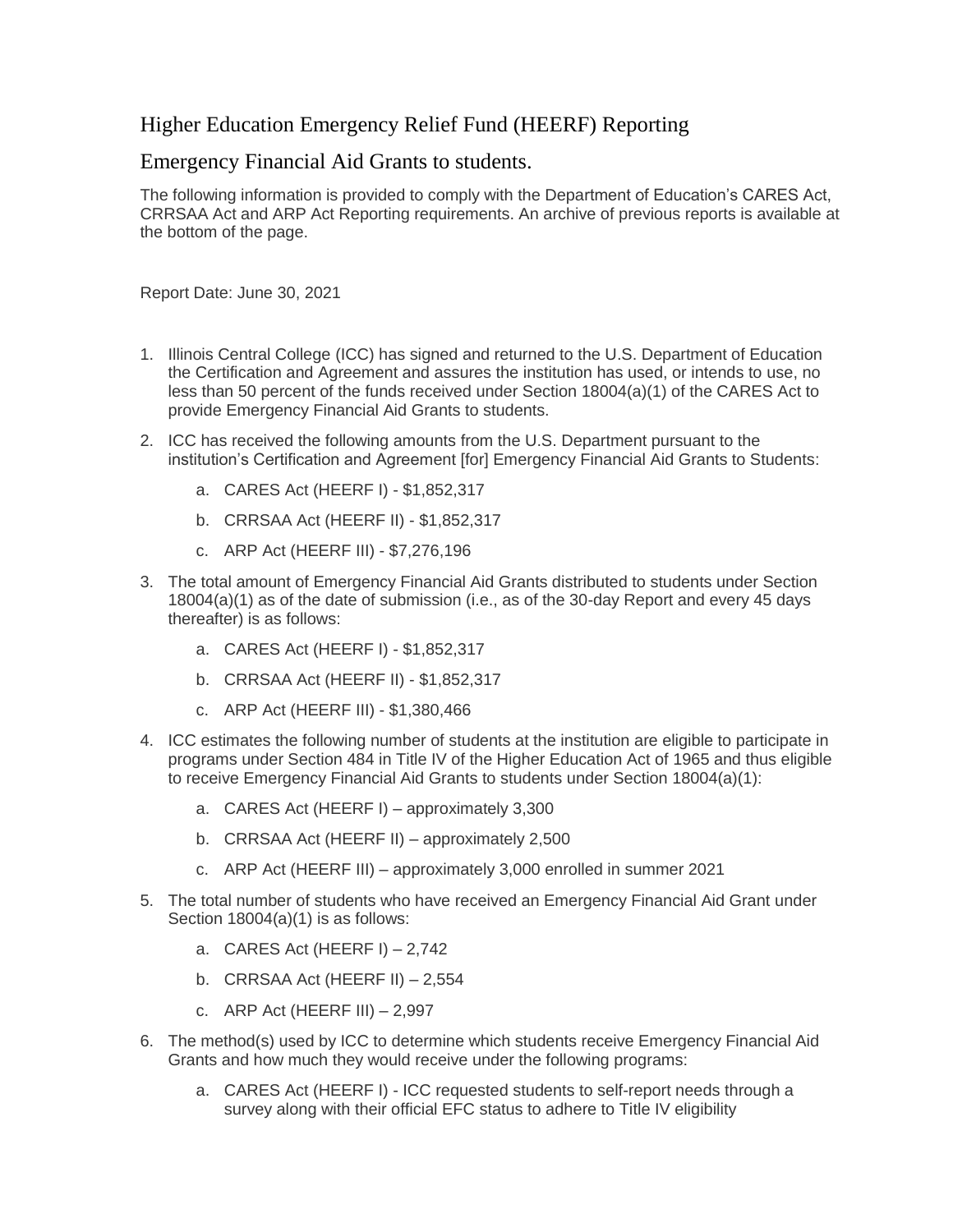# Higher Education Emergency Relief Fund (HEERF) Reporting

## Emergency Financial Aid Grants to students.

The following information is provided to comply with the Department of Education's CARES Act, CRRSAA Act and ARP Act Reporting requirements. An archive of previous reports is available at the bottom of the page.

Report Date: June 30, 2021

1. Illinois Central College (ICC) has signed and returned to the U.S. Department of Education the Certification and Agreement and assures the institution has used, or intends to use, no less than 50 percent of the funds received under Section 18004(a)(1) of the CARES Act to provide Emergency Financial Aid Grants to students.
2. ICC has received the following amounts from the U.S. Department pursuant to the institution's Certification and Agreement [for] Emergency Financial Aid Grants to Students:
    a. CARES Act (HEERF I) - $1,852,317
    b. CRRSAA Act (HEERF II) - $1,852,317
    c. ARP Act (HEERF III) - $7,276,196
3. The total amount of Emergency Financial Aid Grants distributed to students under Section 18004(a)(1) as of the date of submission (i.e., as of the 30-day Report and every 45 days thereafter) is as follows:
    a. CARES Act (HEERF I) - $1,852,317
    b. CRRSAA Act (HEERF II) - $1,852,317
    c. ARP Act (HEERF III) - $1,380,466
4. ICC estimates the following number of students at the institution are eligible to participate in programs under Section 484 in Title IV of the Higher Education Act of 1965 and thus eligible to receive Emergency Financial Aid Grants to students under Section 18004(a)(1):
    a. CARES Act (HEERF I) – approximately 3,300
    b. CRRSAA Act (HEERF II) – approximately 2,500
    c. ARP Act (HEERF III) – approximately 3,000 enrolled in summer 2021
5. The total number of students who have received an Emergency Financial Aid Grant under Section 18004(a)(1) is as follows:
    a. CARES Act (HEERF I) – 2,742
    b. CRRSAA Act (HEERF II) – 2,554
    c. ARP Act (HEERF III) – 2,997
6. The method(s) used by ICC to determine which students receive Emergency Financial Aid Grants and how much they would receive under the following programs:
    a. CARES Act (HEERF I) - ICC requested students to self-report needs through a survey along with their official EFC status to adhere to Title IV eligibility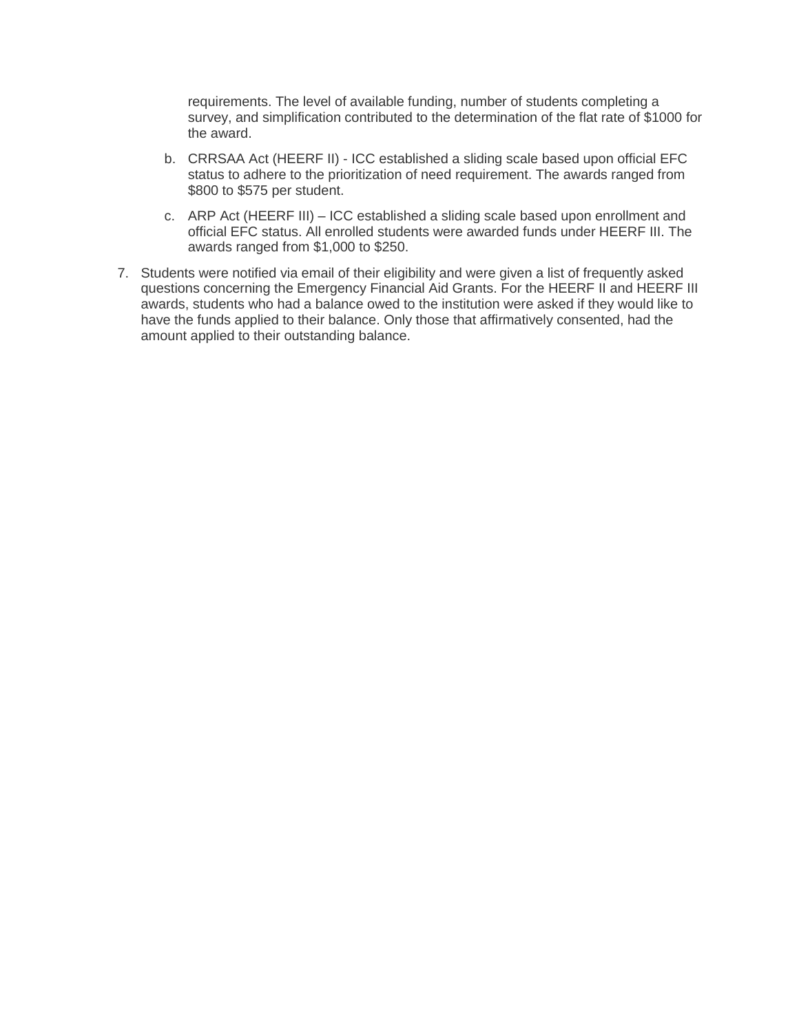requirements. The level of available funding, number of students completing a survey, and simplification contributed to the determination of the flat rate of $1000 for the award.

b. CRRSAA Act (HEERF II) - ICC established a sliding scale based upon official EFC status to adhere to the prioritization of need requirement. The awards ranged from $800 to $575 per student.

c. ARP Act (HEERF III) – ICC established a sliding scale based upon enrollment and official EFC status. All enrolled students were awarded funds under HEERF III. The awards ranged from $1,000 to $250.

7. Students were notified via email of their eligibility and were given a list of frequently asked questions concerning the Emergency Financial Aid Grants. For the HEERF II and HEERF III awards, students who had a balance owed to the institution were asked if they would like to have the funds applied to their balance. Only those that affirmatively consented, had the amount applied to their outstanding balance.